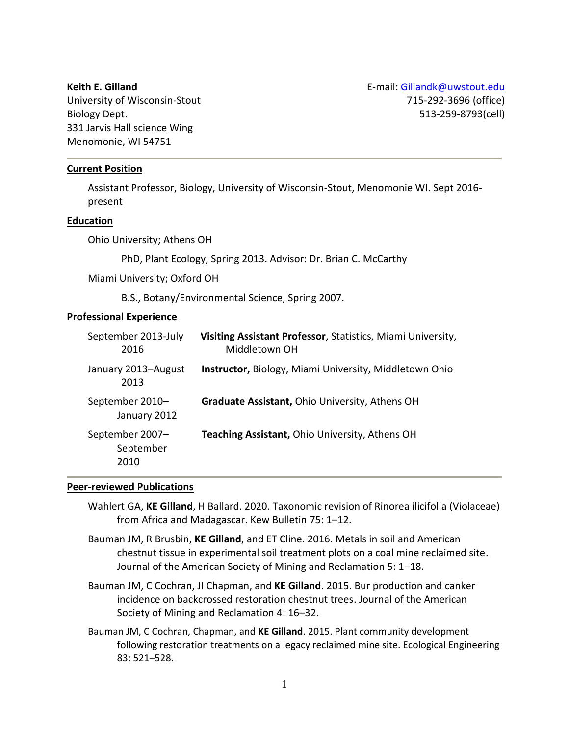**Keith E. Gilland**
University of Wisconsin-Stout
Biology Dept.
331 Jarvis Hall science Wing
Menomonie, WI 54751

E-mail: Gillandk@uwstout.edu
715-292-3696 (office)
513-259-8793(cell)

---

## Current Position

Assistant Professor, Biology, University of Wisconsin-Stout, Menomonie WI. Sept 2016-present

## Education

Ohio University; Athens OH

PhD, Plant Ecology, Spring 2013. Advisor: Dr. Brian C. McCarthy

Miami University; Oxford OH

B.S., Botany/Environmental Science, Spring 2007.

## Professional Experience

| | |
|---|---|
| September 2013-July 2016 | **Visiting Assistant Professor**, Statistics, Miami University, Middletown OH |
| January 2013–August 2013 | **Instructor,** Biology, Miami University, Middletown Ohio |
| September 2010–January 2012 | **Graduate Assistant,** Ohio University, Athens OH |
| September 2007–September 2010 | **Teaching Assistant,** Ohio University, Athens OH |

---

## Peer-reviewed Publications

Wahlert GA, **KE Gilland**, H Ballard. 2020. Taxonomic revision of Rinorea ilicifolia (Violaceae) from Africa and Madagascar. Kew Bulletin 75: 1–12.

Bauman JM, R Brusbin, **KE Gilland**, and ET Cline. 2016. Metals in soil and American chestnut tissue in experimental soil treatment plots on a coal mine reclaimed site. Journal of the American Society of Mining and Reclamation 5: 1–18.

Bauman JM, C Cochran, JI Chapman, and **KE Gilland**. 2015. Bur production and canker incidence on backcrossed restoration chestnut trees. Journal of the American Society of Mining and Reclamation 4: 16–32.

Bauman JM, C Cochran, Chapman, and **KE Gilland**. 2015. Plant community development following restoration treatments on a legacy reclaimed mine site. Ecological Engineering 83: 521–528.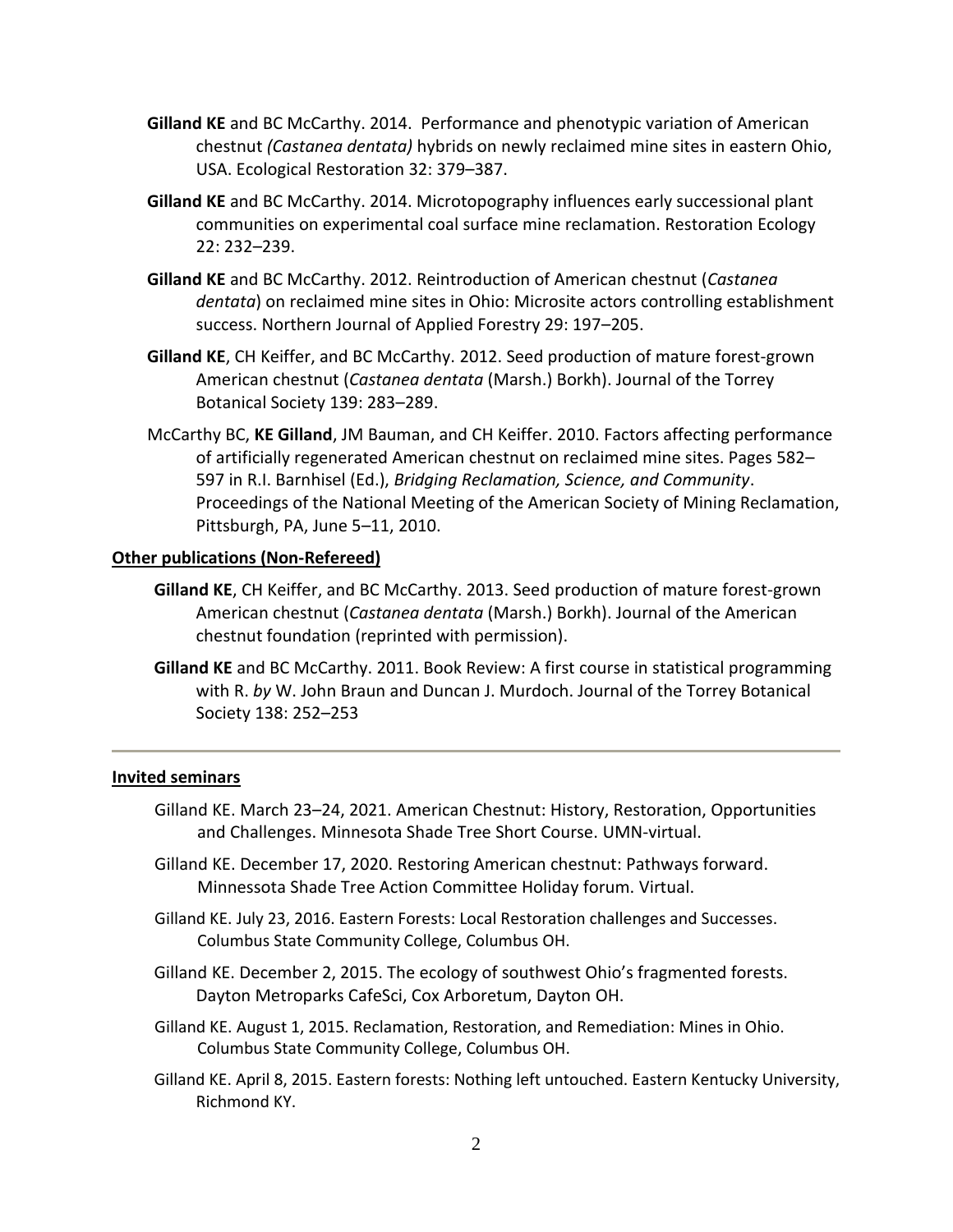**Gilland KE** and BC McCarthy. 2014. Performance and phenotypic variation of American chestnut *(Castanea dentata)* hybrids on newly reclaimed mine sites in eastern Ohio, USA. Ecological Restoration 32: 379–387.

**Gilland KE** and BC McCarthy. 2014. Microtopography influences early successional plant communities on experimental coal surface mine reclamation. Restoration Ecology 22: 232–239.

**Gilland KE** and BC McCarthy. 2012. Reintroduction of American chestnut (*Castanea dentata*) on reclaimed mine sites in Ohio: Microsite actors controlling establishment success. Northern Journal of Applied Forestry 29: 197–205.

**Gilland KE**, CH Keiffer, and BC McCarthy. 2012. Seed production of mature forest-grown American chestnut (*Castanea dentata* (Marsh.) Borkh). Journal of the Torrey Botanical Society 139: 283–289.

McCarthy BC, **KE Gilland**, JM Bauman, and CH Keiffer. 2010. Factors affecting performance of artificially regenerated American chestnut on reclaimed mine sites. Pages 582–597 in R.I. Barnhisel (Ed.), *Bridging Reclamation, Science, and Community*. Proceedings of the National Meeting of the American Society of Mining Reclamation, Pittsburgh, PA, June 5–11, 2010.

**Other publications (Non-Refereed)**

**Gilland KE**, CH Keiffer, and BC McCarthy. 2013. Seed production of mature forest-grown American chestnut (*Castanea dentata* (Marsh.) Borkh). Journal of the American chestnut foundation (reprinted with permission).

**Gilland KE** and BC McCarthy. 2011. Book Review: A first course in statistical programming with R. *by* W. John Braun and Duncan J. Murdoch. Journal of the Torrey Botanical Society 138: 252–253

---

**Invited seminars**

Gilland KE. March 23–24, 2021. American Chestnut: History, Restoration, Opportunities and Challenges. Minnesota Shade Tree Short Course. UMN-virtual.

Gilland KE. December 17, 2020. Restoring American chestnut: Pathways forward. Minnessota Shade Tree Action Committee Holiday forum. Virtual.

Gilland KE. July 23, 2016. Eastern Forests: Local Restoration challenges and Successes. Columbus State Community College, Columbus OH.

Gilland KE. December 2, 2015. The ecology of southwest Ohio's fragmented forests. Dayton Metroparks CafeSci, Cox Arboretum, Dayton OH.

Gilland KE. August 1, 2015. Reclamation, Restoration, and Remediation: Mines in Ohio. Columbus State Community College, Columbus OH.

Gilland KE. April 8, 2015. Eastern forests: Nothing left untouched. Eastern Kentucky University, Richmond KY.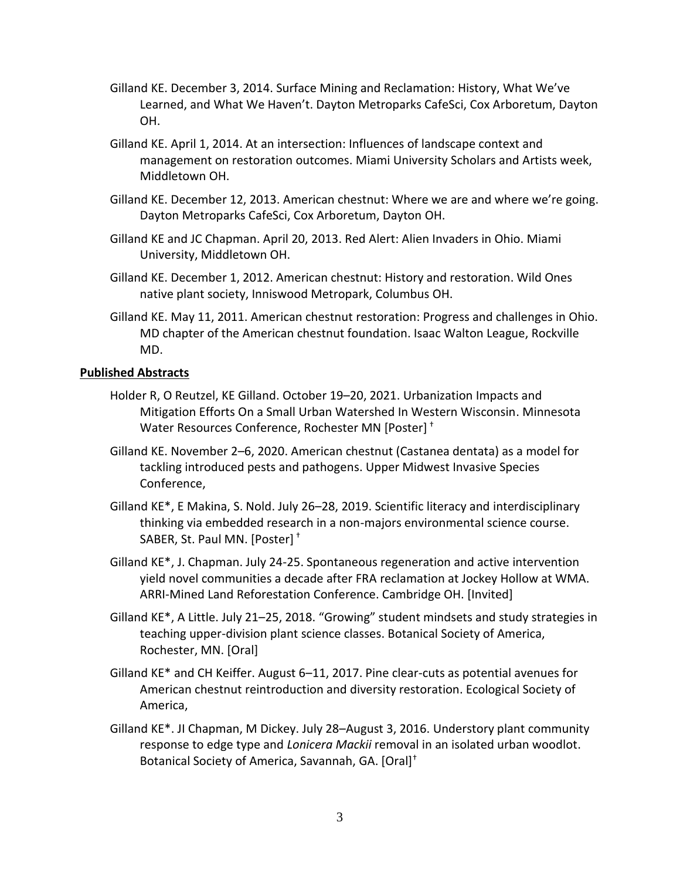Gilland KE. December 3, 2014. Surface Mining and Reclamation: History, What We've Learned, and What We Haven't. Dayton Metroparks CafeSci, Cox Arboretum, Dayton OH.

Gilland KE. April 1, 2014. At an intersection: Influences of landscape context and management on restoration outcomes. Miami University Scholars and Artists week, Middletown OH.

Gilland KE. December 12, 2013. American chestnut: Where we are and where we're going. Dayton Metroparks CafeSci, Cox Arboretum, Dayton OH.

Gilland KE and JC Chapman. April 20, 2013. Red Alert: Alien Invaders in Ohio. Miami University, Middletown OH.

Gilland KE. December 1, 2012. American chestnut: History and restoration. Wild Ones native plant society, Inniswood Metropark, Columbus OH.

Gilland KE. May 11, 2011. American chestnut restoration: Progress and challenges in Ohio. MD chapter of the American chestnut foundation. Isaac Walton League, Rockville MD.

**Published Abstracts**

Holder R, O Reutzel, KE Gilland. October 19–20, 2021. Urbanization Impacts and Mitigation Efforts On a Small Urban Watershed In Western Wisconsin. Minnesota Water Resources Conference, Rochester MN [Poster] †

Gilland KE. November 2–6, 2020. American chestnut (Castanea dentata) as a model for tackling introduced pests and pathogens. Upper Midwest Invasive Species Conference,

Gilland KE*, E Makina, S. Nold. July 26–28, 2019. Scientific literacy and interdisciplinary thinking via embedded research in a non-majors environmental science course. SABER, St. Paul MN. [Poster] †

Gilland KE*, J. Chapman. July 24-25. Spontaneous regeneration and active intervention yield novel communities a decade after FRA reclamation at Jockey Hollow at WMA. ARRI-Mined Land Reforestation Conference. Cambridge OH. [Invited]

Gilland KE*, A Little. July 21–25, 2018. "Growing" student mindsets and study strategies in teaching upper-division plant science classes. Botanical Society of America, Rochester, MN. [Oral]

Gilland KE* and CH Keiffer. August 6–11, 2017. Pine clear-cuts as potential avenues for American chestnut reintroduction and diversity restoration. Ecological Society of America,

Gilland KE*. JI Chapman, M Dickey. July 28–August 3, 2016. Understory plant community response to edge type and *Lonicera Mackii* removal in an isolated urban woodlot. Botanical Society of America, Savannah, GA. [Oral]†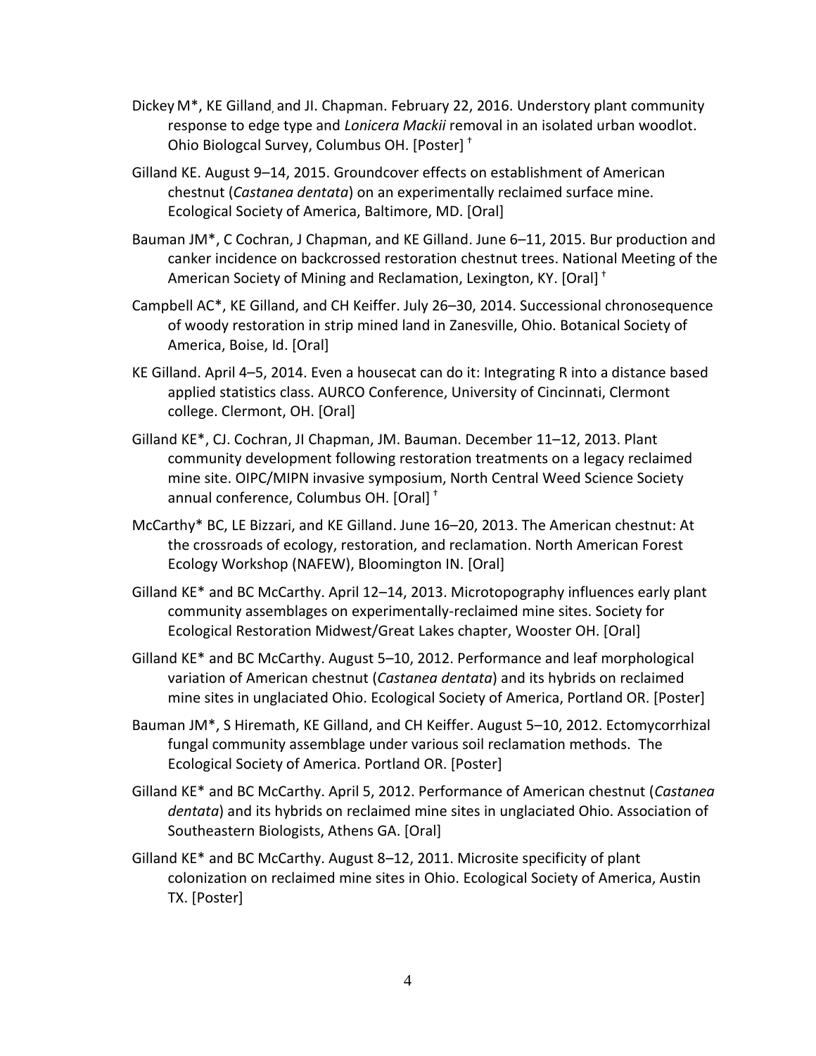Dickey M*, KE Gilland, and JI. Chapman. February 22, 2016. Understory plant community response to edge type and *Lonicera Mackii* removal in an isolated urban woodlot. Ohio Biologcal Survey, Columbus OH. [Poster] †

Gilland KE. August 9–14, 2015. Groundcover effects on establishment of American chestnut (*Castanea dentata*) on an experimentally reclaimed surface mine. Ecological Society of America, Baltimore, MD. [Oral]

Bauman JM*, C Cochran, J Chapman, and KE Gilland. June 6–11, 2015. Bur production and canker incidence on backcrossed restoration chestnut trees. National Meeting of the American Society of Mining and Reclamation, Lexington, KY. [Oral] †

Campbell AC*, KE Gilland, and CH Keiffer. July 26–30, 2014. Successional chronosequence of woody restoration in strip mined land in Zanesville, Ohio. Botanical Society of America, Boise, Id. [Oral]

KE Gilland. April 4–5, 2014. Even a housecat can do it: Integrating R into a distance based applied statistics class. AURCO Conference, University of Cincinnati, Clermont college. Clermont, OH. [Oral]

Gilland KE*, CJ. Cochran, JI Chapman, JM. Bauman. December 11–12, 2013. Plant community development following restoration treatments on a legacy reclaimed mine site. OIPC/MIPN invasive symposium, North Central Weed Science Society annual conference, Columbus OH. [Oral] †

McCarthy* BC, LE Bizzari, and KE Gilland. June 16–20, 2013. The American chestnut: At the crossroads of ecology, restoration, and reclamation. North American Forest Ecology Workshop (NAFEW), Bloomington IN. [Oral]

Gilland KE* and BC McCarthy. April 12–14, 2013. Microtopography influences early plant community assemblages on experimentally-reclaimed mine sites. Society for Ecological Restoration Midwest/Great Lakes chapter, Wooster OH. [Oral]

Gilland KE* and BC McCarthy. August 5–10, 2012. Performance and leaf morphological variation of American chestnut (*Castanea dentata*) and its hybrids on reclaimed mine sites in unglaciated Ohio. Ecological Society of America, Portland OR. [Poster]

Bauman JM*, S Hiremath, KE Gilland, and CH Keiffer. August 5–10, 2012. Ectomycorrhizal fungal community assemblage under various soil reclamation methods. The Ecological Society of America. Portland OR. [Poster]

Gilland KE* and BC McCarthy. April 5, 2012. Performance of American chestnut (*Castanea dentata*) and its hybrids on reclaimed mine sites in unglaciated Ohio. Association of Southeastern Biologists, Athens GA. [Oral]

Gilland KE* and BC McCarthy. August 8–12, 2011. Microsite specificity of plant colonization on reclaimed mine sites in Ohio. Ecological Society of America, Austin TX. [Poster]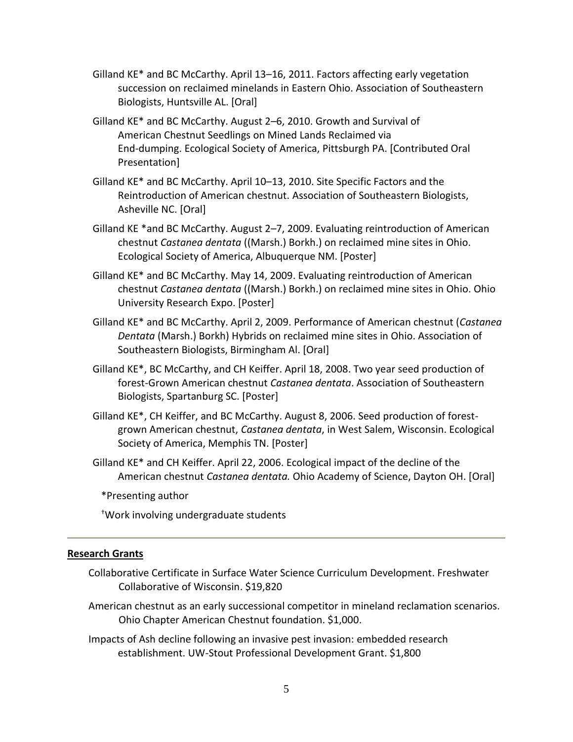Gilland KE* and BC McCarthy. April 13–16, 2011. Factors affecting early vegetation succession on reclaimed minelands in Eastern Ohio. Association of Southeastern Biologists, Huntsville AL. [Oral]

Gilland KE* and BC McCarthy. August 2–6, 2010. Growth and Survival of American Chestnut Seedlings on Mined Lands Reclaimed via End-dumping. Ecological Society of America, Pittsburgh PA. [Contributed Oral Presentation]

Gilland KE* and BC McCarthy. April 10–13, 2010. Site Specific Factors and the Reintroduction of American chestnut. Association of Southeastern Biologists, Asheville NC. [Oral]

Gilland KE *and BC McCarthy. August 2–7, 2009. Evaluating reintroduction of American chestnut *Castanea dentata* ((Marsh.) Borkh.) on reclaimed mine sites in Ohio. Ecological Society of America, Albuquerque NM. [Poster]

Gilland KE* and BC McCarthy. May 14, 2009. Evaluating reintroduction of American chestnut *Castanea dentata* ((Marsh.) Borkh.) on reclaimed mine sites in Ohio. Ohio University Research Expo. [Poster]

Gilland KE* and BC McCarthy. April 2, 2009. Performance of American chestnut (*Castanea Dentata* (Marsh.) Borkh) Hybrids on reclaimed mine sites in Ohio. Association of Southeastern Biologists, Birmingham Al. [Oral]

Gilland KE*, BC McCarthy, and CH Keiffer. April 18, 2008. Two year seed production of forest-Grown American chestnut *Castanea dentata*. Association of Southeastern Biologists, Spartanburg SC. [Poster]

Gilland KE*, CH Keiffer, and BC McCarthy. August 8, 2006. Seed production of forest-grown American chestnut, *Castanea dentata*, in West Salem, Wisconsin. Ecological Society of America, Memphis TN. [Poster]

Gilland KE* and CH Keiffer. April 22, 2006. Ecological impact of the decline of the American chestnut *Castanea dentata.* Ohio Academy of Science, Dayton OH. [Oral]

*Presenting author

†Work involving undergraduate students

---

## Research Grants

Collaborative Certificate in Surface Water Science Curriculum Development. Freshwater Collaborative of Wisconsin. $19,820

American chestnut as an early successional competitor in mineland reclamation scenarios. Ohio Chapter American Chestnut foundation. $1,000.

Impacts of Ash decline following an invasive pest invasion: embedded research establishment. UW-Stout Professional Development Grant. $1,800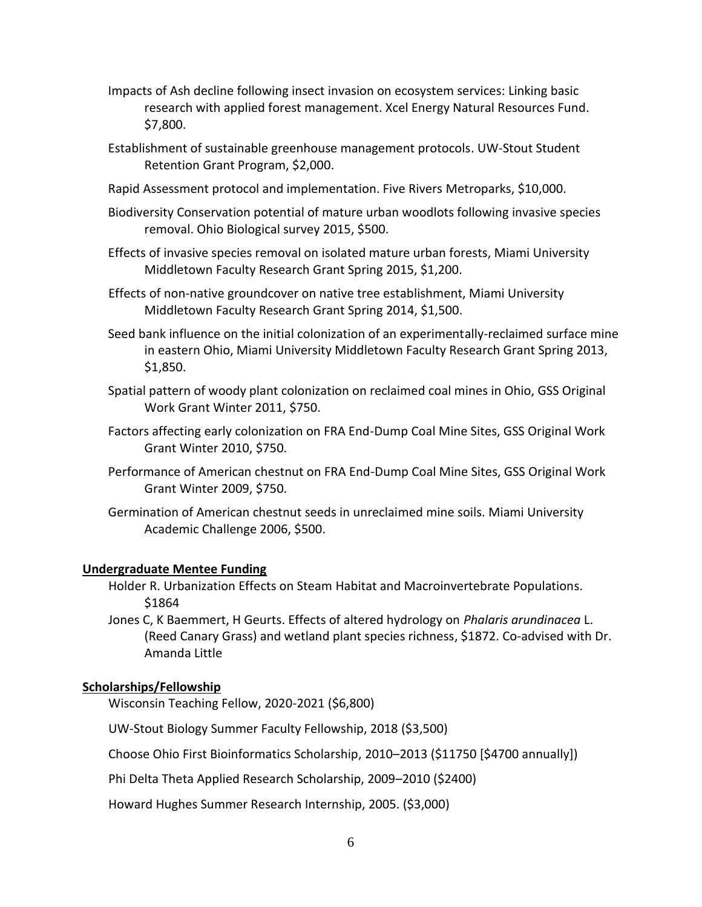Impacts of Ash decline following insect invasion on ecosystem services: Linking basic research with applied forest management. Xcel Energy Natural Resources Fund. $7,800.

Establishment of sustainable greenhouse management protocols. UW-Stout Student Retention Grant Program, $2,000.

Rapid Assessment protocol and implementation. Five Rivers Metroparks, $10,000.

Biodiversity Conservation potential of mature urban woodlots following invasive species removal. Ohio Biological survey 2015, $500.

Effects of invasive species removal on isolated mature urban forests, Miami University Middletown Faculty Research Grant Spring 2015, $1,200.

Effects of non-native groundcover on native tree establishment, Miami University Middletown Faculty Research Grant Spring 2014, $1,500.

Seed bank influence on the initial colonization of an experimentally-reclaimed surface mine in eastern Ohio, Miami University Middletown Faculty Research Grant Spring 2013, $1,850.

Spatial pattern of woody plant colonization on reclaimed coal mines in Ohio, GSS Original Work Grant Winter 2011, $750.

Factors affecting early colonization on FRA End-Dump Coal Mine Sites, GSS Original Work Grant Winter 2010, $750.

Performance of American chestnut on FRA End-Dump Coal Mine Sites, GSS Original Work Grant Winter 2009, $750.

Germination of American chestnut seeds in unreclaimed mine soils. Miami University Academic Challenge 2006, $500.

## Undergraduate Mentee Funding

Holder R. Urbanization Effects on Steam Habitat and Macroinvertebrate Populations. $1864

Jones C, K Baemmert, H Geurts. Effects of altered hydrology on *Phalaris arundinacea* L. (Reed Canary Grass) and wetland plant species richness, $1872. Co-advised with Dr. Amanda Little

## Scholarships/Fellowship

Wisconsin Teaching Fellow, 2020-2021 ($6,800)

UW-Stout Biology Summer Faculty Fellowship, 2018 ($3,500)

Choose Ohio First Bioinformatics Scholarship, 2010–2013 ($11750 [$4700 annually])

Phi Delta Theta Applied Research Scholarship, 2009–2010 ($2400)

Howard Hughes Summer Research Internship, 2005. ($3,000)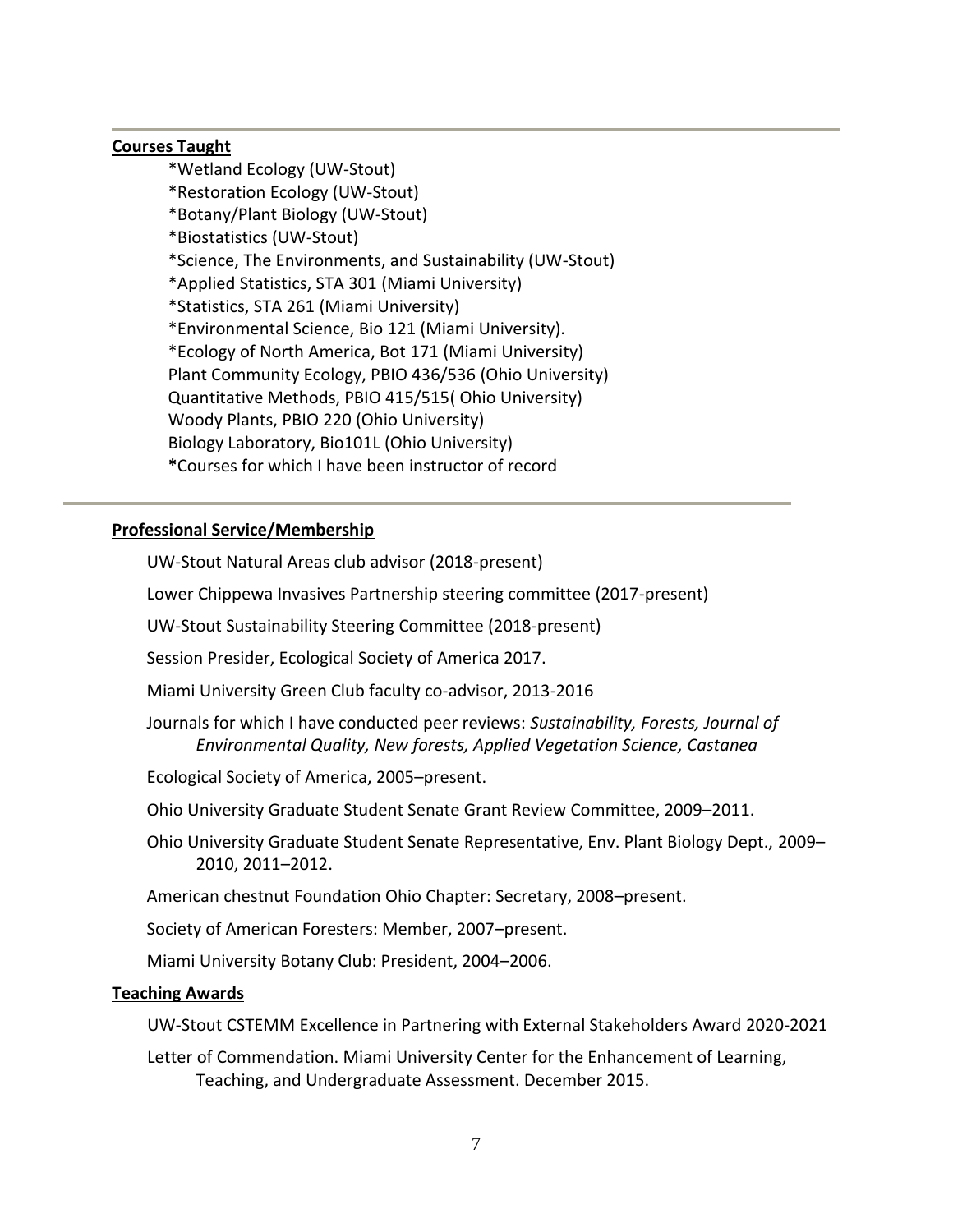**Courses Taught**

*Wetland Ecology (UW-Stout)
*Restoration Ecology (UW-Stout)
*Botany/Plant Biology (UW-Stout)
*Biostatistics (UW-Stout)
*Science, The Environments, and Sustainability (UW-Stout)
*Applied Statistics, STA 301 (Miami University)
*Statistics, STA 261 (Miami University)
*Environmental Science, Bio 121 (Miami University).
*Ecology of North America, Bot 171 (Miami University)
Plant Community Ecology, PBIO 436/536 (Ohio University)
Quantitative Methods, PBIO 415/515( Ohio University)
Woody Plants, PBIO 220 (Ohio University)
Biology Laboratory, Bio101L (Ohio University)
**\***Courses for which I have been instructor of record

---

**Professional Service/Membership**

UW-Stout Natural Areas club advisor (2018-present)

Lower Chippewa Invasives Partnership steering committee (2017-present)

UW-Stout Sustainability Steering Committee (2018-present)

Session Presider, Ecological Society of America 2017.

Miami University Green Club faculty co-advisor, 2013-2016

Journals for which I have conducted peer reviews: *Sustainability, Forests, Journal of Environmental Quality, New forests, Applied Vegetation Science, Castanea*

Ecological Society of America, 2005–present.

Ohio University Graduate Student Senate Grant Review Committee, 2009–2011.

Ohio University Graduate Student Senate Representative, Env. Plant Biology Dept., 2009–2010, 2011–2012.

American chestnut Foundation Ohio Chapter: Secretary, 2008–present.

Society of American Foresters: Member, 2007–present.

Miami University Botany Club: President, 2004–2006.

**Teaching Awards**

UW-Stout CSTEMM Excellence in Partnering with External Stakeholders Award 2020-2021

Letter of Commendation. Miami University Center for the Enhancement of Learning, Teaching, and Undergraduate Assessment. December 2015.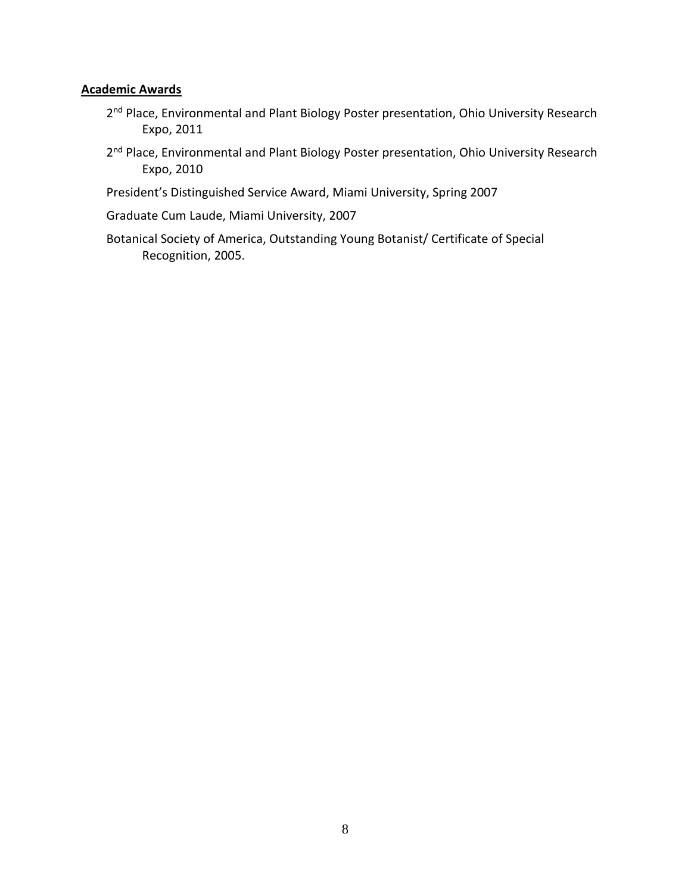## Academic Awards

2nd Place, Environmental and Plant Biology Poster presentation, Ohio University Research Expo, 2011

2nd Place, Environmental and Plant Biology Poster presentation, Ohio University Research Expo, 2010

President's Distinguished Service Award, Miami University, Spring 2007

Graduate Cum Laude, Miami University, 2007

Botanical Society of America, Outstanding Young Botanist/ Certificate of Special Recognition, 2005.